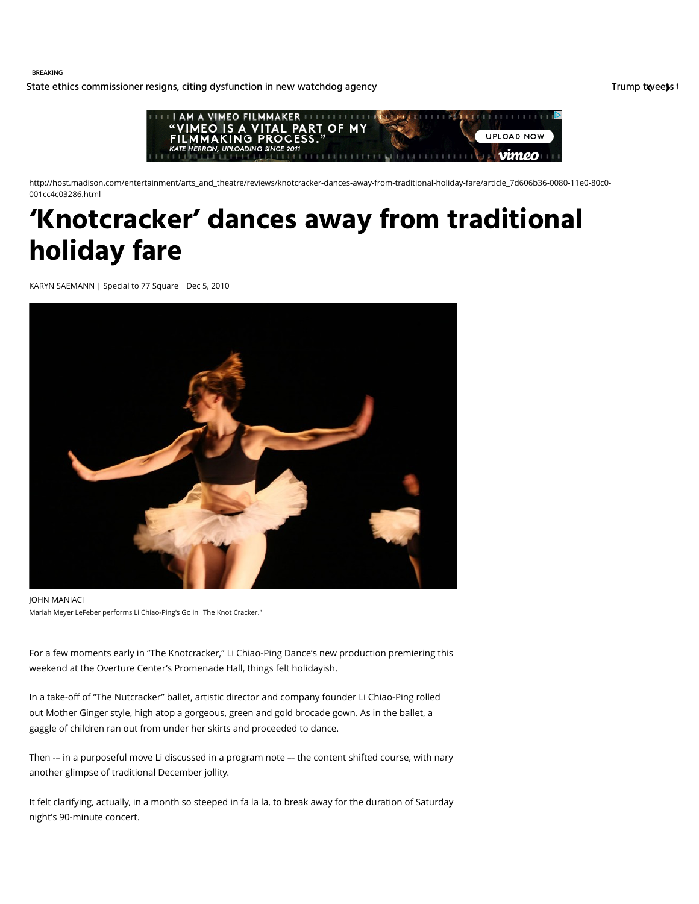BREAKING

State ethics commissioner resigns, citing dysfunction in new watchdog agency

http://host.madison.com/entertainment/arts_and_theatre/reviews/knotcracker-dances-away-from-traditional-holiday-fare/article_7d606b36-0080-11e0-80c0-001cc4c03286.html

# 'Knotcracker' dances away from traditional holiday fare

KARYN SAEMANN | Special to 77 Square Dec 5, 2010

JOHN MANIACI

Mariah Meyer LeFeber performs Li Chiao-Ping's Go in "The Knot Cracker."

For a few moments early in "The Knotcracker," Li Chiao-Ping Dance's new production premiering this weekend at the Overture Center's Promenade Hall, things felt holidayish.

In a take-off of "The Nutcracker" ballet, artistic director and company founder Li Chiao-Ping rolled out Mother Ginger style, high atop a gorgeous, green and gold brocade gown. As in the ballet, a gaggle of children ran out from under her skirts and proceeded to dance.

Then –- in a purposeful move Li discussed in a program note –- the content shifted course, with nary another glimpse of traditional December jollity.

It felt clarifying, actually, in a month so steeped in fa la la, to break away for the duration of Saturday night's 90-minute concert.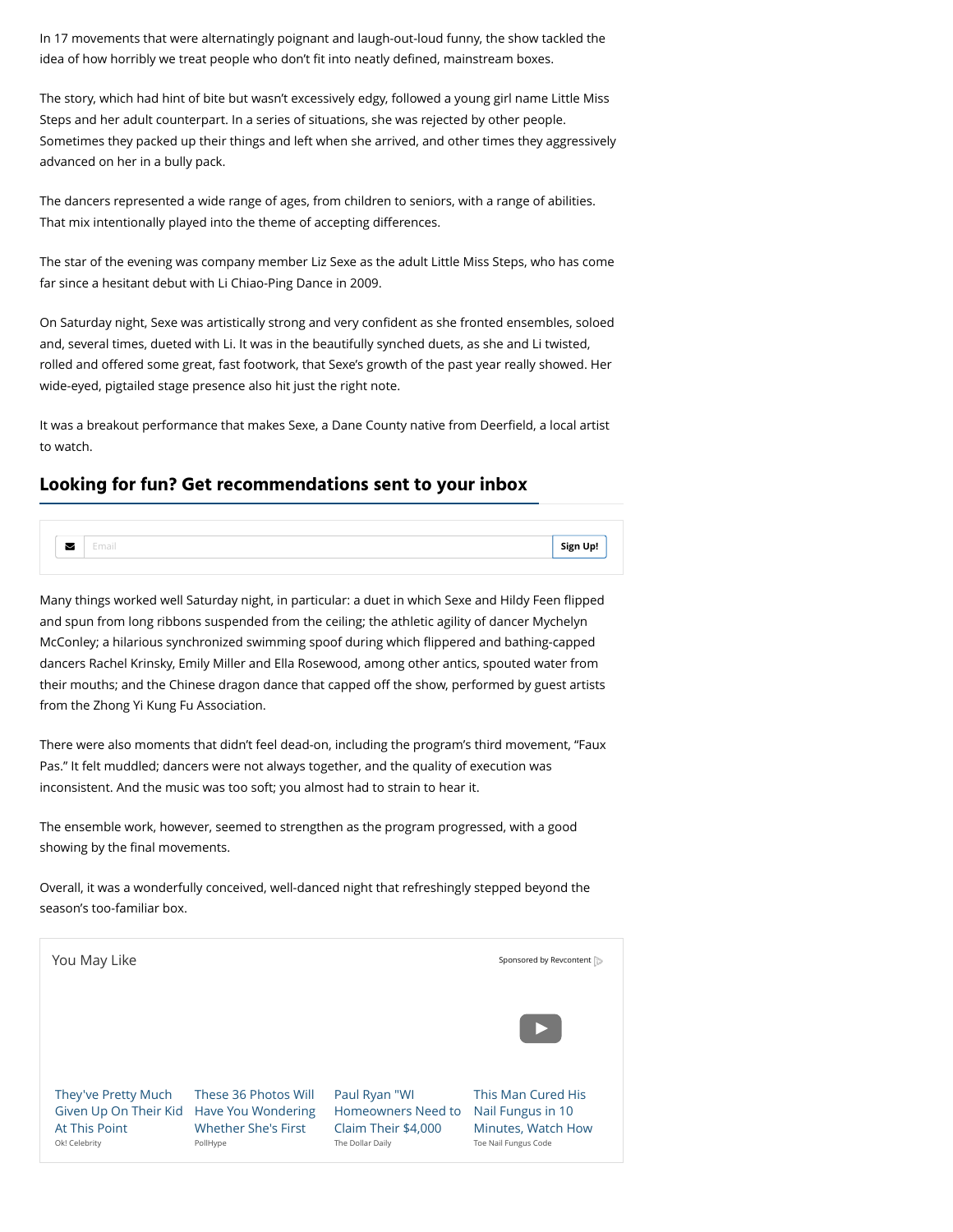In 17 movements that were alternatingly poignant and laugh-out-loud funny, the show tackled the idea of how horribly we treat people who don't fit into neatly defined, mainstream boxes.

The story, which had hint of bite but wasn't excessively edgy, followed a young girl name Little Miss Steps and her adult counterpart. In a series of situations, she was rejected by other people. Sometimes they packed up their things and left when she arrived, and other times they aggressively advanced on her in a bully pack.

The dancers represented a wide range of ages, from children to seniors, with a range of abilities. That mix intentionally played into the theme of accepting differences.

The star of the evening was company member Liz Sexe as the adult Little Miss Steps, who has come far since a hesitant debut with Li Chiao-Ping Dance in 2009.

On Saturday night, Sexe was artistically strong and very confident as she fronted ensembles, soloed and, several times, dueted with Li. It was in the beautifully synched duets, as she and Li twisted, rolled and offered some great, fast footwork, that Sexe's growth of the past year really showed. Her wide-eyed, pigtailed stage presence also hit just the right note.

It was a breakout performance that makes Sexe, a Dane County native from Deerfield, a local artist to watch.

## Looking for fun? Get recommendations sent to your inbox

Email Sign Up!

Many things worked well Saturday night, in particular: a duet in which Sexe and Hildy Feen flipped and spun from long ribbons suspended from the ceiling; the athletic agility of dancer Mychelyn McConley; a hilarious synchronized swimming spoof during which flippered and bathing-capped dancers Rachel Krinsky, Emily Miller and Ella Rosewood, among other antics, spouted water from their mouths; and the Chinese dragon dance that capped off the show, performed by guest artists from the Zhong Yi Kung Fu Association.

There were also moments that didn't feel dead-on, including the program's third movement, "Faux Pas." It felt muddled; dancers were not always together, and the quality of execution was inconsistent. And the music was too soft; you almost had to strain to hear it.

The ensemble work, however, seemed to strengthen as the program progressed, with a good showing by the final movements.

Overall, it was a wonderfully conceived, well-danced night that refreshingly stepped beyond the season's too-familiar box.

You May Like

Sponsored by Revcontent

They've Pretty Much Given Up On Their Kid At This Point
Ok! Celebrity

These 36 Photos Will Have You Wondering Whether She's First
PollHype

Paul Ryan "WI Homeowners Need to Claim Their $4,000
The Dollar Daily

This Man Cured His Nail Fungus in 10 Minutes, Watch How
Toe Nail Fungus Code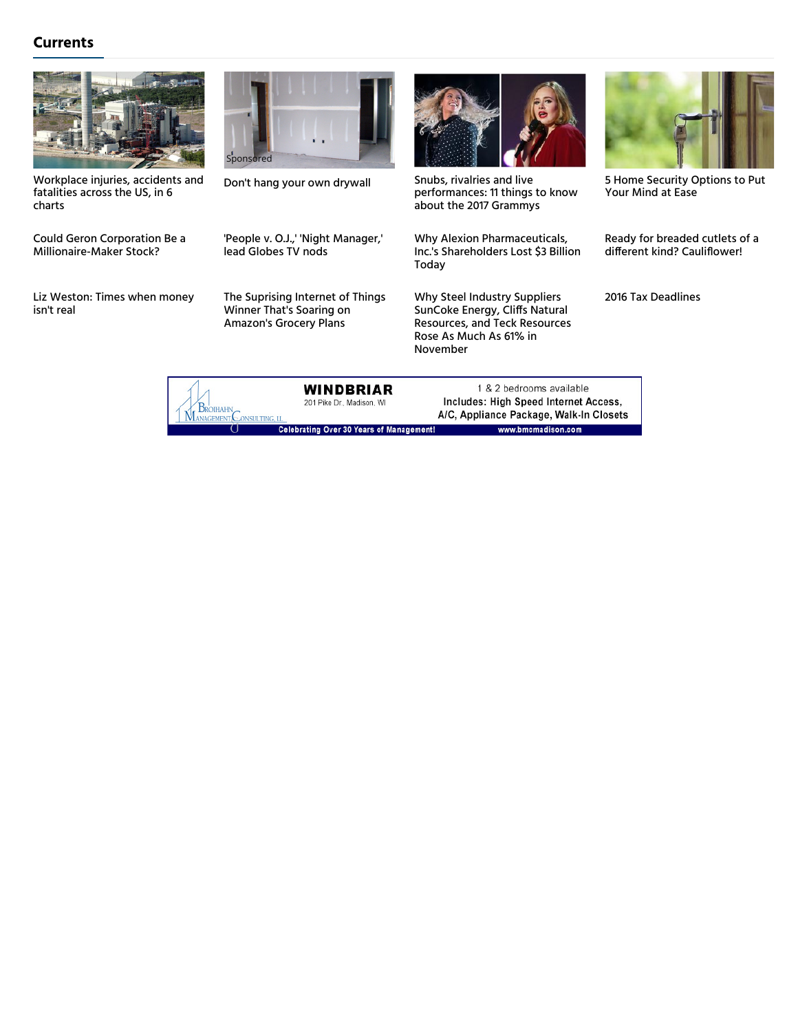## Currents

Workplace injuries, accidents and fatalities across the US, in 6 charts

Sponsored

Don't hang your own drywall

Snubs, rivalries and live performances: 11 things to know about the 2017 Grammys

5 Home Security Options to Put Your Mind at Ease

Could Geron Corporation Be a Millionaire-Maker Stock?

'People v. O.J.,' 'Night Manager,' lead Globes TV nods

Why Alexion Pharmaceuticals, Inc.'s Shareholders Lost $3 Billion Today

Ready for breaded cutlets of a different kind? Cauliflower!

Liz Weston: Times when money isn't real

The Suprising Internet of Things Winner That's Soaring on Amazon's Grocery Plans

Why Steel Industry Suppliers SunCoke Energy, Cliffs Natural Resources, and Teck Resources Rose As Much As 61% in November

2016 Tax Deadlines

Broihahn Management Consulting, LLC

**WINDBRIAR**
201 Pike Dr., Madison, WI

1 & 2 bedrooms available
Includes: High Speed Internet Access, A/C, Appliance Package, Walk-In Closets

Celebrating Over 30 Years of Management!
www.bmcmadison.com